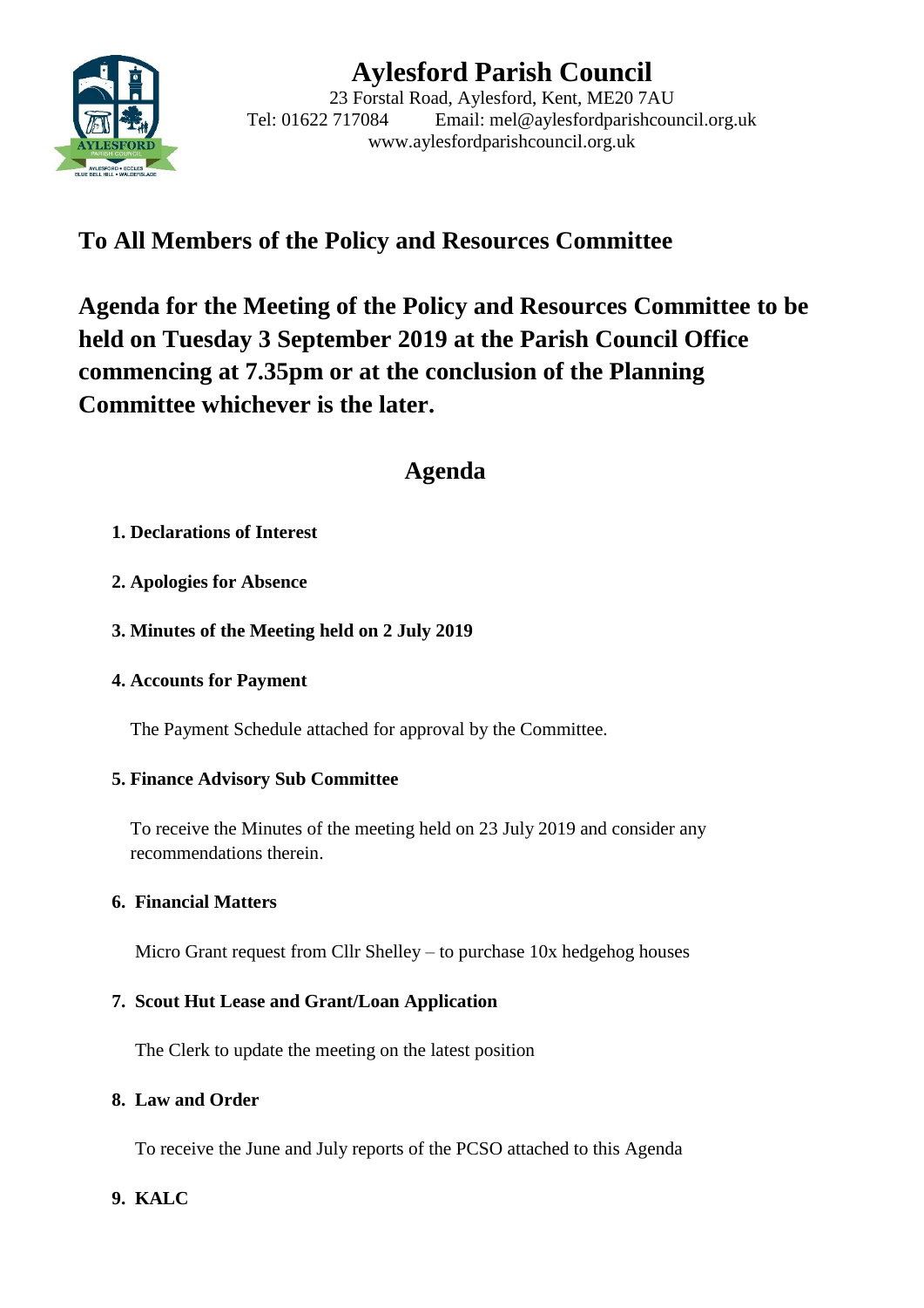# Aylesford Parish Council

23 Forstal Road, Aylesford, Kent, ME20 7AU
Tel: 01622 717084 Email: mel@aylesfordparishcouncil.org.uk
www.aylesfordparishcouncil.org.uk

## To All Members of the Policy and Resources Committee

## Agenda for the Meeting of the Policy and Resources Committee to be held on Tuesday 3 September 2019 at the Parish Council Office commencing at 7.35pm or at the conclusion of the Planning Committee whichever is the later.

## Agenda

**1. Declarations of Interest**

**2. Apologies for Absence**

**3. Minutes of the Meeting held on 2 July 2019**

**4. Accounts for Payment**

The Payment Schedule attached for approval by the Committee.

**5. Finance Advisory Sub Committee**

To receive the Minutes of the meeting held on 23 July 2019 and consider any recommendations therein.

**6. Financial Matters**

Micro Grant request from Cllr Shelley – to purchase 10x hedgehog houses

**7. Scout Hut Lease and Grant/Loan Application**

The Clerk to update the meeting on the latest position

**8. Law and Order**

To receive the June and July reports of the PCSO attached to this Agenda

**9. KALC**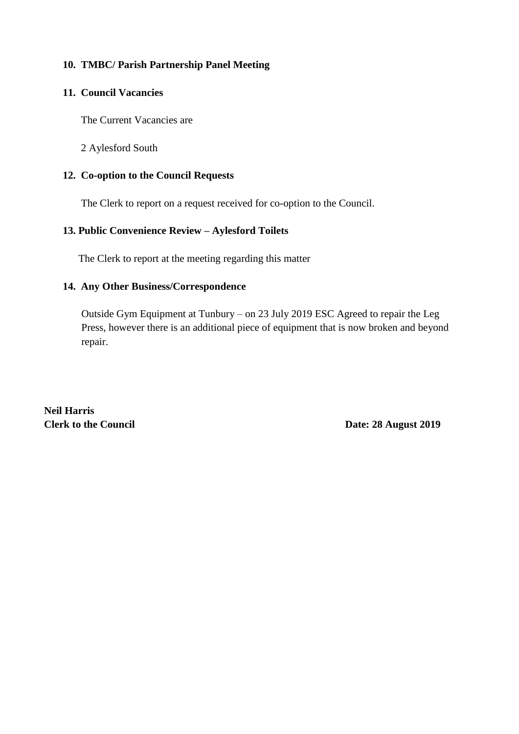**10. TMBC/ Parish Partnership Panel Meeting**

**11. Council Vacancies**

The Current Vacancies are

2 Aylesford South

**12. Co-option to the Council Requests**

The Clerk to report on a request received for co-option to the Council.

**13. Public Convenience Review – Aylesford Toilets**

The Clerk to report at the meeting regarding this matter

**14. Any Other Business/Correspondence**

Outside Gym Equipment at Tunbury – on 23 July 2019 ESC Agreed to repair the Leg Press, however there is an additional piece of equipment that is now broken and beyond repair.

**Neil Harris**
**Clerk to the Council** **Date: 28 August 2019**